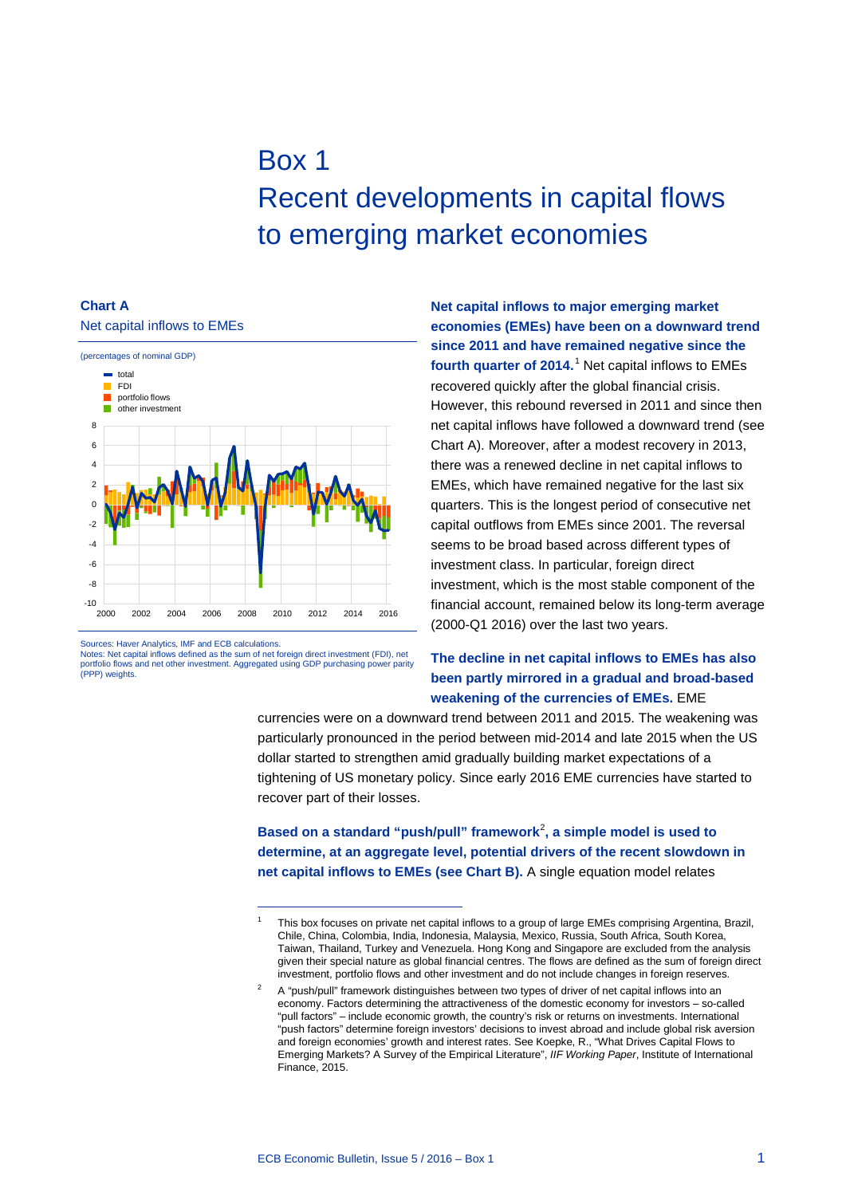# Box 1
# Recent developments in capital flows to emerging market economies

### Chart A
Net capital inflows to EMEs

(percentages of nominal GDP)

Sources: Haver Analytics, IMF and ECB calculations.
Notes: Net capital inflows defined as the sum of net foreign direct investment (FDI), net portfolio flows and net other investment. Aggregated using GDP purchasing power parity (PPP) weights.

**Net capital inflows to major emerging market economies (EMEs) have been on a downward trend since 2011 and have remained negative since the fourth quarter of 2014.**[1] Net capital inflows to EMEs recovered quickly after the global financial crisis. However, this rebound reversed in 2011 and since then net capital inflows have followed a downward trend (see Chart A). Moreover, after a modest recovery in 2013, there was a renewed decline in net capital inflows to EMEs, which have remained negative for the last six quarters. This is the longest period of consecutive net capital outflows from EMEs since 2001. The reversal seems to be broad based across different types of investment class. In particular, foreign direct investment, which is the most stable component of the financial account, remained below its long-term average (2000-Q1 2016) over the last two years.

**The decline in net capital inflows to EMEs has also been partly mirrored in a gradual and broad-based weakening of the currencies of EMEs.** EME currencies were on a downward trend between 2011 and 2015. The weakening was particularly pronounced in the period between mid-2014 and late 2015 when the US dollar started to strengthen amid gradually building market expectations of a tightening of US monetary policy. Since early 2016 EME currencies have started to recover part of their losses.

**Based on a standard "push/pull" framework**[2]**, a simple model is used to determine, at an aggregate level, potential drivers of the recent slowdown in net capital inflows to EMEs (see Chart B).** A single equation model relates

---

[1] This box focuses on private net capital inflows to a group of large EMEs comprising Argentina, Brazil, Chile, China, Colombia, India, Indonesia, Malaysia, Mexico, Russia, South Africa, South Korea, Taiwan, Thailand, Turkey and Venezuela. Hong Kong and Singapore are excluded from the analysis given their special nature as global financial centres. The flows are defined as the sum of foreign direct investment, portfolio flows and other investment and do not include changes in foreign reserves.

[2] A "push/pull" framework distinguishes between two types of driver of net capital inflows into an economy. Factors determining the attractiveness of the domestic economy for investors – so-called "pull factors" – include economic growth, the country's risk or returns on investments. International "push factors" determine foreign investors' decisions to invest abroad and include global risk aversion and foreign economies' growth and interest rates. See Koepke, R., "What Drives Capital Flows to Emerging Markets? A Survey of the Empirical Literature", *IIF Working Paper*, Institute of International Finance, 2015.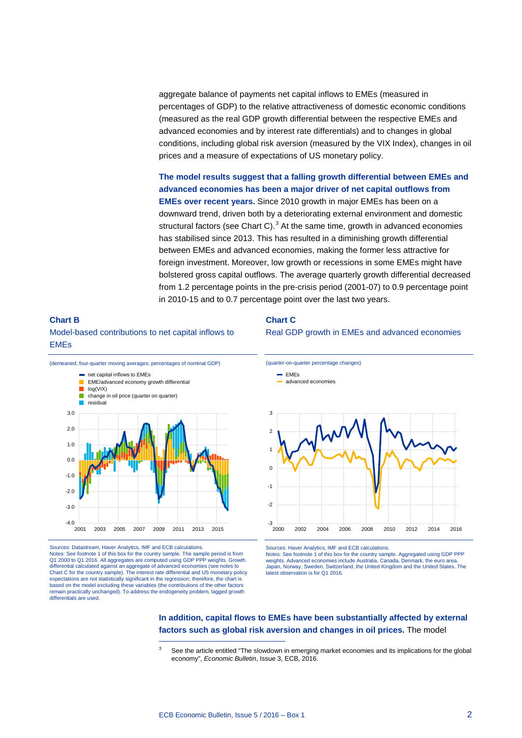aggregate balance of payments net capital inflows to EMEs (measured in percentages of GDP) to the relative attractiveness of domestic economic conditions (measured as the real GDP growth differential between the respective EMEs and advanced economies and by interest rate differentials) and to changes in global conditions, including global risk aversion (measured by the VIX Index), changes in oil prices and a measure of expectations of US monetary policy.

**The model results suggest that a falling growth differential between EMEs and advanced economies has been a major driver of net capital outflows from EMEs over recent years.** Since 2010 growth in major EMEs has been on a downward trend, driven both by a deteriorating external environment and domestic structural factors (see Chart C).[3] At the same time, growth in advanced economies has stabilised since 2013. This has resulted in a diminishing growth differential between EMEs and advanced economies, making the former less attractive for foreign investment. Moreover, low growth or recessions in some EMEs might have bolstered gross capital outflows. The average quarterly growth differential decreased from 1.2 percentage points in the pre-crisis period (2001-07) to 0.9 percentage point in 2010-15 and to 0.7 percentage point over the last two years.

**Chart B**

Model-based contributions to net capital inflows to EMEs

(demeaned; four-quarter moving averages; percentages of nominal GDP)

Sources: Datastream, Haver Analytics, IMF and ECB calculations.
Notes: See footnote 1 of this box for the country sample. The sample period is from Q1 2000 to Q1 2016. All aggregates are computed using GDP PPP weights. Growth differential calculated against an aggregate of advanced economies (see notes to Chart C for the country sample). The interest rate differential and US monetary policy expectations are not statistically significant in the regression; therefore, the chart is based on the model excluding these variables (the contributions of the other factors remain practically unchanged). To address the endogeneity problem, lagged growth differentials are used.

**Chart C**

Real GDP growth in EMEs and advanced economies

(quarter-on-quarter percentage changes)

Sources: Haver Analytics, IMF and ECB calculations.
Notes: See footnote 1 of this box for the country sample. Aggregated using GDP PPP weights. Advanced economies include Australia, Canada, Denmark, the euro area, Japan, Norway, Sweden, Switzerland, the United Kingdom and the United States. The latest observation is for Q1 2016.

**In addition, capital flows to EMEs have been substantially affected by external factors such as global risk aversion and changes in oil prices.** The model

[3] See the article entitled "The slowdown in emerging market economies and its implications for the global economy", *Economic Bulletin*, Issue 3, ECB, 2016.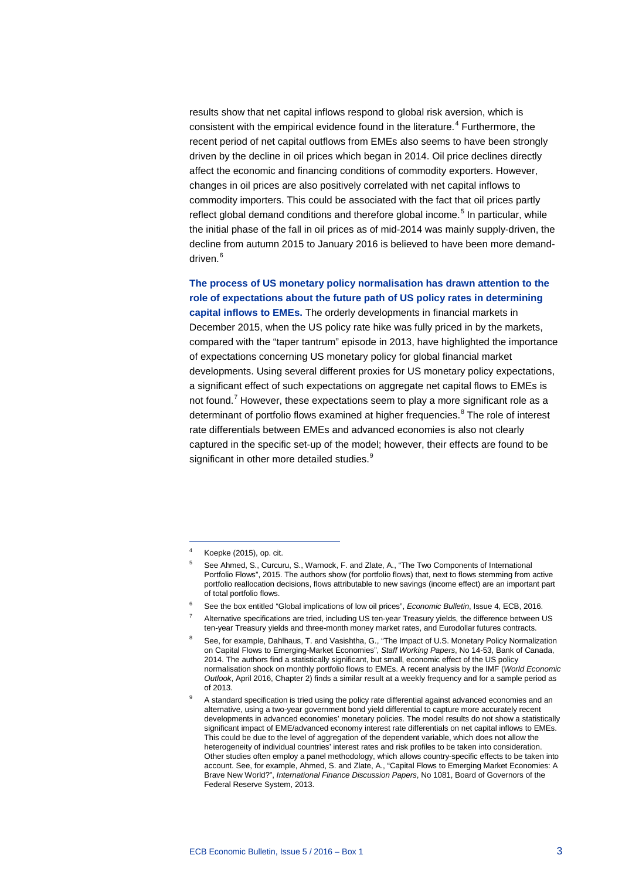results show that net capital inflows respond to global risk aversion, which is consistent with the empirical evidence found in the literature.[4] Furthermore, the recent period of net capital outflows from EMEs also seems to have been strongly driven by the decline in oil prices which began in 2014. Oil price declines directly affect the economic and financing conditions of commodity exporters. However, changes in oil prices are also positively correlated with net capital inflows to commodity importers. This could be associated with the fact that oil prices partly reflect global demand conditions and therefore global income.[5] In particular, while the initial phase of the fall in oil prices as of mid-2014 was mainly supply-driven, the decline from autumn 2015 to January 2016 is believed to have been more demand-driven.[6]

**The process of US monetary policy normalisation has drawn attention to the role of expectations about the future path of US policy rates in determining capital inflows to EMEs.** The orderly developments in financial markets in December 2015, when the US policy rate hike was fully priced in by the markets, compared with the "taper tantrum" episode in 2013, have highlighted the importance of expectations concerning US monetary policy for global financial market developments. Using several different proxies for US monetary policy expectations, a significant effect of such expectations on aggregate net capital flows to EMEs is not found.[7] However, these expectations seem to play a more significant role as a determinant of portfolio flows examined at higher frequencies.[8] The role of interest rate differentials between EMEs and advanced economies is also not clearly captured in the specific set-up of the model; however, their effects are found to be significant in other more detailed studies.[9]

---

[4] Koepke (2015), op. cit.

[5] See Ahmed, S., Curcuru, S., Warnock, F. and Zlate, A., "The Two Components of International Portfolio Flows", 2015. The authors show (for portfolio flows) that, next to flows stemming from active portfolio reallocation decisions, flows attributable to new savings (income effect) are an important part of total portfolio flows.

[6] See the box entitled "Global implications of low oil prices", *Economic Bulletin*, Issue 4, ECB, 2016.

[7] Alternative specifications are tried, including US ten-year Treasury yields, the difference between US ten-year Treasury yields and three-month money market rates, and Eurodollar futures contracts.

[8] See, for example, Dahlhaus, T. and Vasishtha, G., "The Impact of U.S. Monetary Policy Normalization on Capital Flows to Emerging-Market Economies", *Staff Working Papers*, No 14-53, Bank of Canada, 2014. The authors find a statistically significant, but small, economic effect of the US policy normalisation shock on monthly portfolio flows to EMEs. A recent analysis by the IMF (*World Economic Outlook*, April 2016, Chapter 2) finds a similar result at a weekly frequency and for a sample period as of 2013.

[9] A standard specification is tried using the policy rate differential against advanced economies and an alternative, using a two-year government bond yield differential to capture more accurately recent developments in advanced economies' monetary policies. The model results do not show a statistically significant impact of EME/advanced economy interest rate differentials on net capital inflows to EMEs. This could be due to the level of aggregation of the dependent variable, which does not allow the heterogeneity of individual countries' interest rates and risk profiles to be taken into consideration. Other studies often employ a panel methodology, which allows country-specific effects to be taken into account. See, for example, Ahmed, S. and Zlate, A., "Capital Flows to Emerging Market Economies: A Brave New World?", *International Finance Discussion Papers*, No 1081, Board of Governors of the Federal Reserve System, 2013.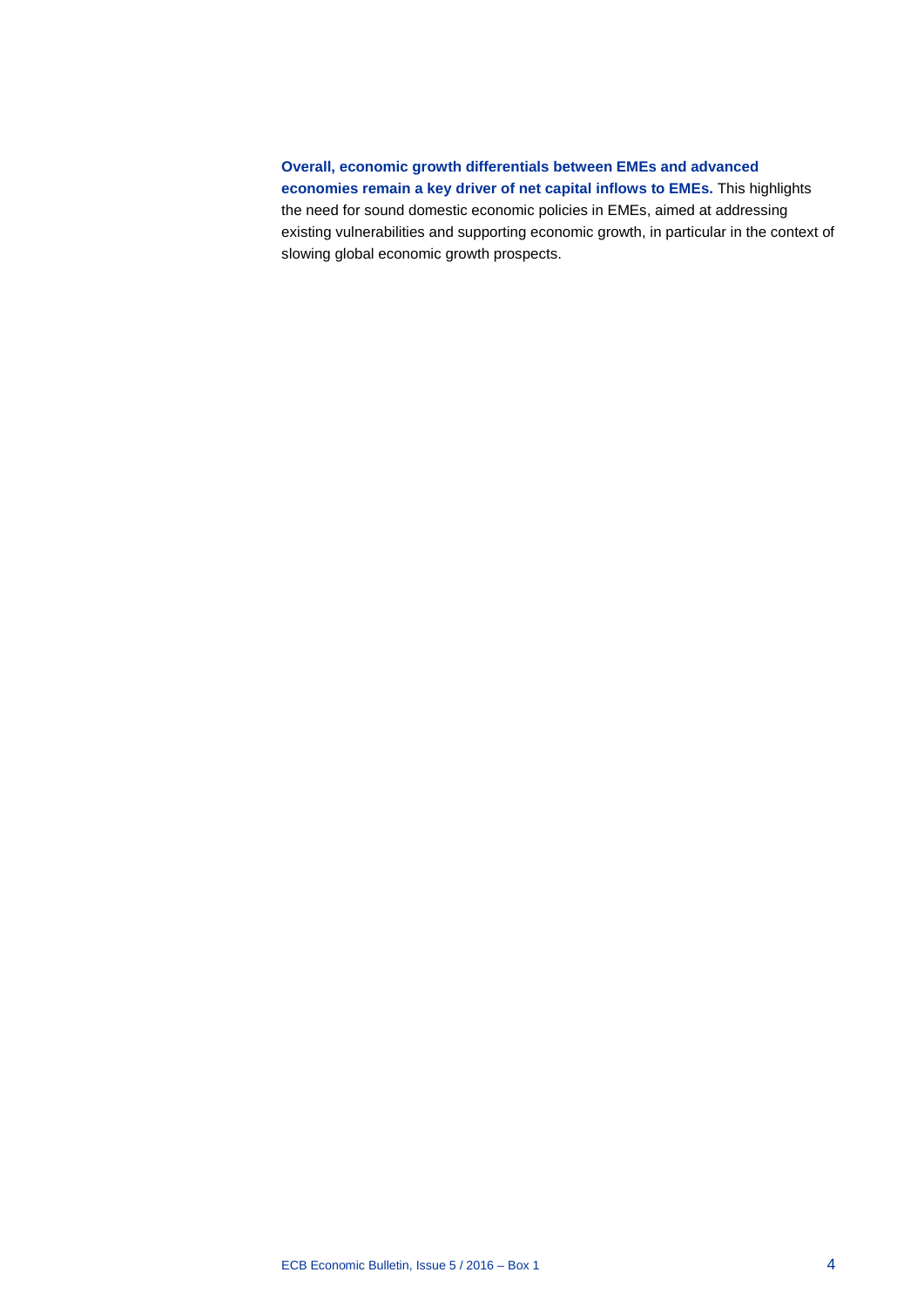**Overall, economic growth differentials between EMEs and advanced economies remain a key driver of net capital inflows to EMEs.** This highlights the need for sound domestic economic policies in EMEs, aimed at addressing existing vulnerabilities and supporting economic growth, in particular in the context of slowing global economic growth prospects.